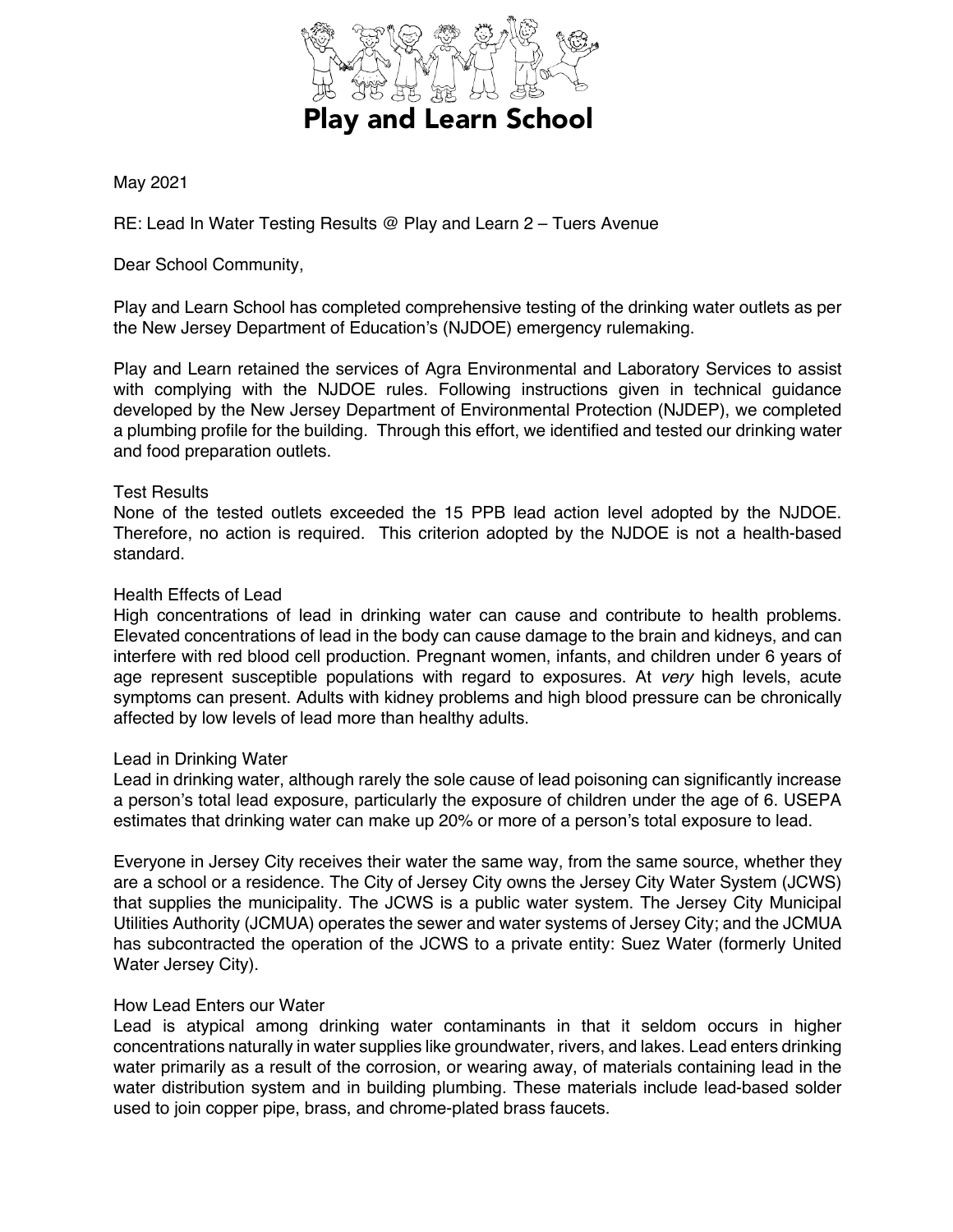# Play and Learn School

May 2021

RE: Lead In Water Testing Results @ Play and Learn 2 – Tuers Avenue

Dear School Community,

Play and Learn School has completed comprehensive testing of the drinking water outlets as per the New Jersey Department of Education's (NJDOE) emergency rulemaking.

Play and Learn retained the services of Agra Environmental and Laboratory Services to assist with complying with the NJDOE rules. Following instructions given in technical guidance developed by the New Jersey Department of Environmental Protection (NJDEP), we completed a plumbing profile for the building. Through this effort, we identified and tested our drinking water and food preparation outlets.

## Test Results

None of the tested outlets exceeded the 15 PPB lead action level adopted by the NJDOE. Therefore, no action is required. This criterion adopted by the NJDOE is not a health-based standard.

## Health Effects of Lead

High concentrations of lead in drinking water can cause and contribute to health problems. Elevated concentrations of lead in the body can cause damage to the brain and kidneys, and can interfere with red blood cell production. Pregnant women, infants, and children under 6 years of age represent susceptible populations with regard to exposures. At *very* high levels, acute symptoms can present. Adults with kidney problems and high blood pressure can be chronically affected by low levels of lead more than healthy adults.

## Lead in Drinking Water

Lead in drinking water, although rarely the sole cause of lead poisoning can significantly increase a person's total lead exposure, particularly the exposure of children under the age of 6. USEPA estimates that drinking water can make up 20% or more of a person's total exposure to lead.

Everyone in Jersey City receives their water the same way, from the same source, whether they are a school or a residence. The City of Jersey City owns the Jersey City Water System (JCWS) that supplies the municipality. The JCWS is a public water system. The Jersey City Municipal Utilities Authority (JCMUA) operates the sewer and water systems of Jersey City; and the JCMUA has subcontracted the operation of the JCWS to a private entity: Suez Water (formerly United Water Jersey City).

## How Lead Enters our Water

Lead is atypical among drinking water contaminants in that it seldom occurs in higher concentrations naturally in water supplies like groundwater, rivers, and lakes. Lead enters drinking water primarily as a result of the corrosion, or wearing away, of materials containing lead in the water distribution system and in building plumbing. These materials include lead-based solder used to join copper pipe, brass, and chrome-plated brass faucets.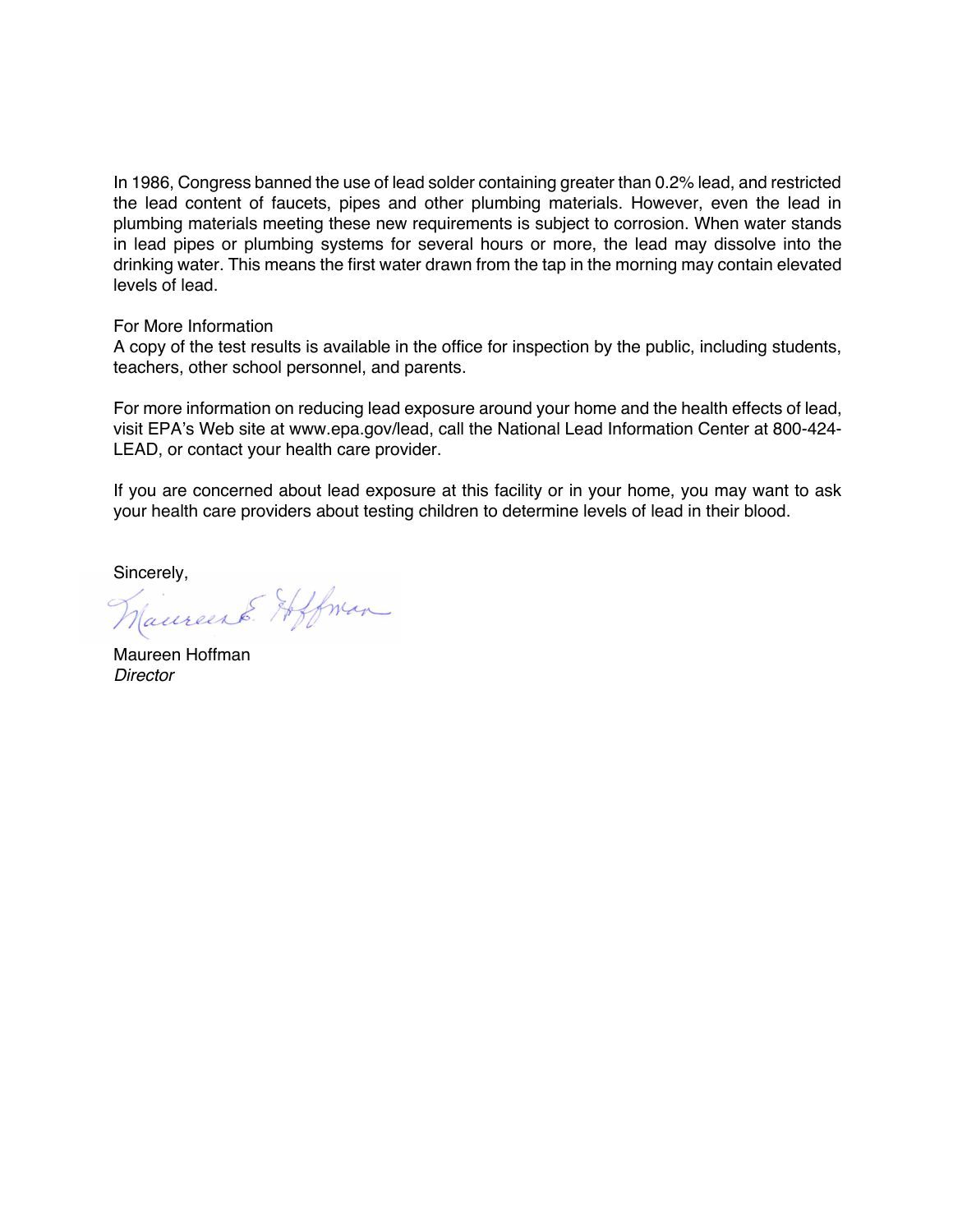In 1986, Congress banned the use of lead solder containing greater than 0.2% lead, and restricted the lead content of faucets, pipes and other plumbing materials. However, even the lead in plumbing materials meeting these new requirements is subject to corrosion. When water stands in lead pipes or plumbing systems for several hours or more, the lead may dissolve into the drinking water. This means the first water drawn from the tap in the morning may contain elevated levels of lead.

For More Information
A copy of the test results is available in the office for inspection by the public, including students, teachers, other school personnel, and parents.

For more information on reducing lead exposure around your home and the health effects of lead, visit EPA's Web site at www.epa.gov/lead, call the National Lead Information Center at 800-424-LEAD, or contact your health care provider.

If you are concerned about lead exposure at this facility or in your home, you may want to ask your health care providers about testing children to determine levels of lead in their blood.

Sincerely,

Maureen E. Hoffman

Maureen Hoffman
*Director*